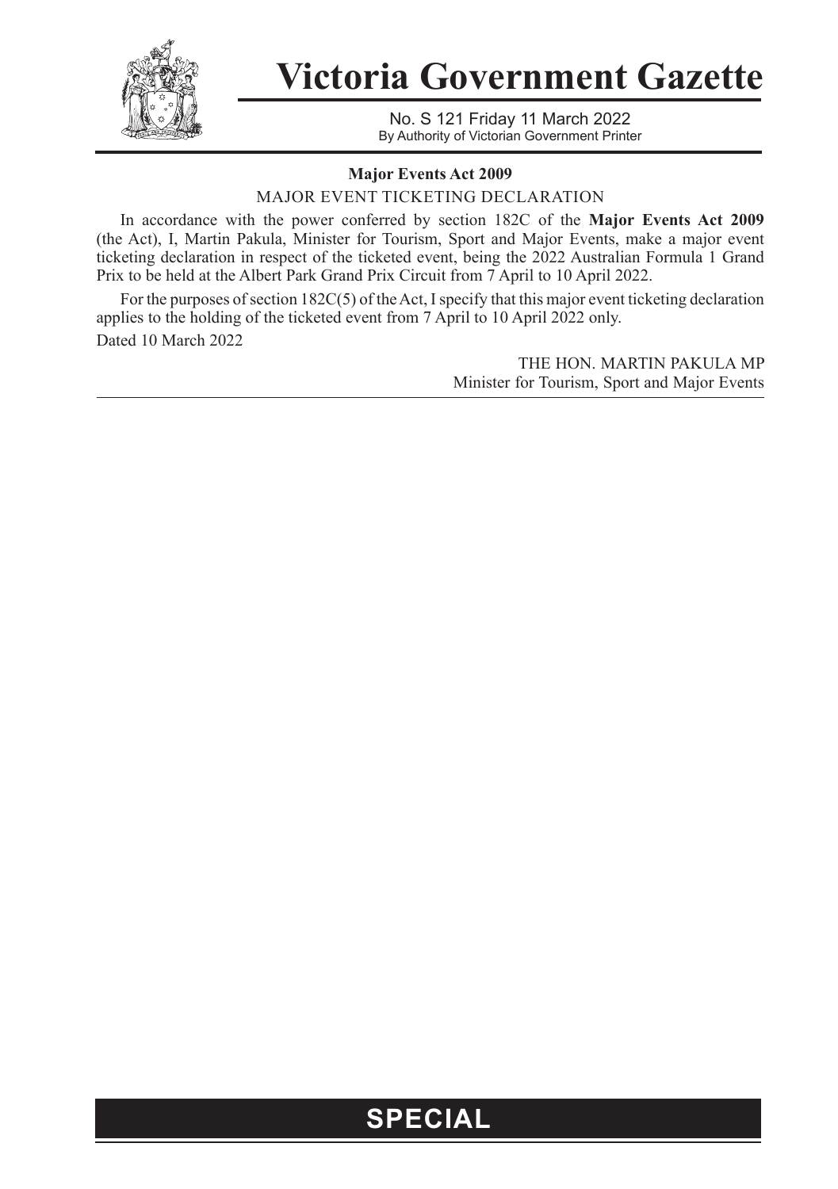# Victoria Government Gazette

No. S 121 Friday 11 March 2022
By Authority of Victorian Government Printer

**Major Events Act 2009**

MAJOR EVENT TICKETING DECLARATION

In accordance with the power conferred by section 182C of the **Major Events Act 2009** (the Act), I, Martin Pakula, Minister for Tourism, Sport and Major Events, make a major event ticketing declaration in respect of the ticketed event, being the 2022 Australian Formula 1 Grand Prix to be held at the Albert Park Grand Prix Circuit from 7 April to 10 April 2022.

For the purposes of section 182C(5) of the Act, I specify that this major event ticketing declaration applies to the holding of the ticketed event from 7 April to 10 April 2022 only.

Dated 10 March 2022

THE HON. MARTIN PAKULA MP
Minister for Tourism, Sport and Major Events

**SPECIAL**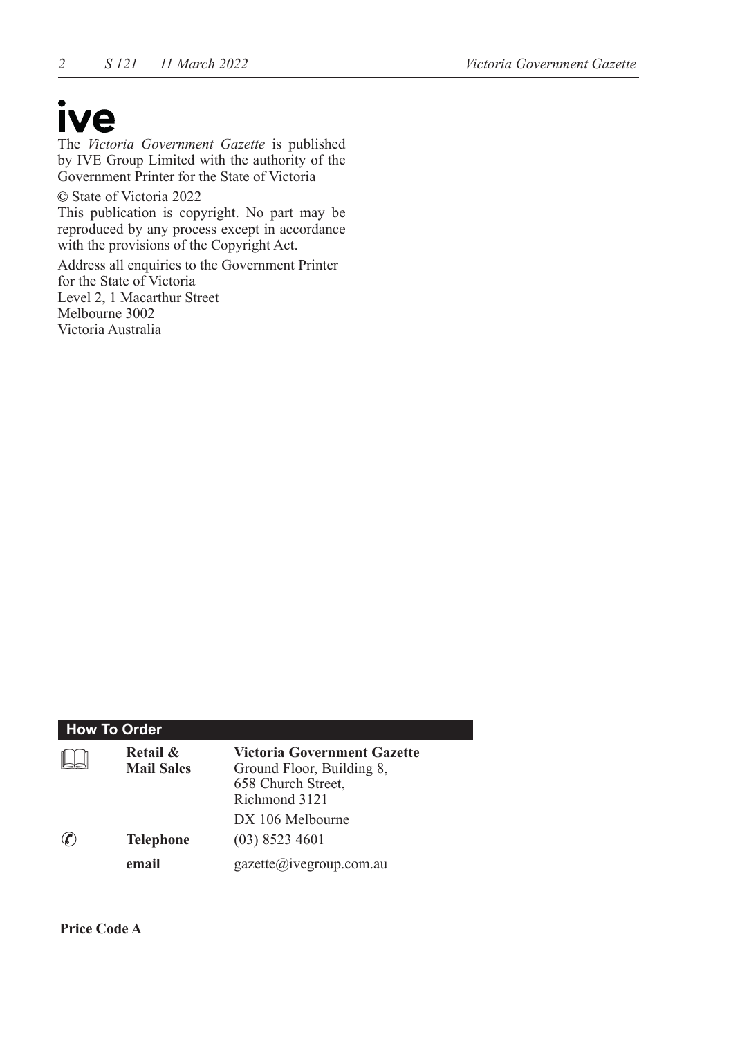**ive**

The *Victoria Government Gazette* is published by IVE Group Limited with the authority of the Government Printer for the State of Victoria

© State of Victoria 2022

This publication is copyright. No part may be reproduced by any process except in accordance with the provisions of the Copyright Act.

Address all enquiries to the Government Printer for the State of Victoria
Level 2, 1 Macarthur Street
Melbourne 3002
Victoria Australia

## How To Order

| | | |
|---|---|---|
| | **Retail & Mail Sales** | **Victoria Government Gazette**<br>Ground Floor, Building 8,<br>658 Church Street,<br>Richmond 3121<br>DX 106 Melbourne |
| | **Telephone** | (03) 8523 4601 |
| | **email** | gazette@ivegroup.com.au |

**Price Code A**